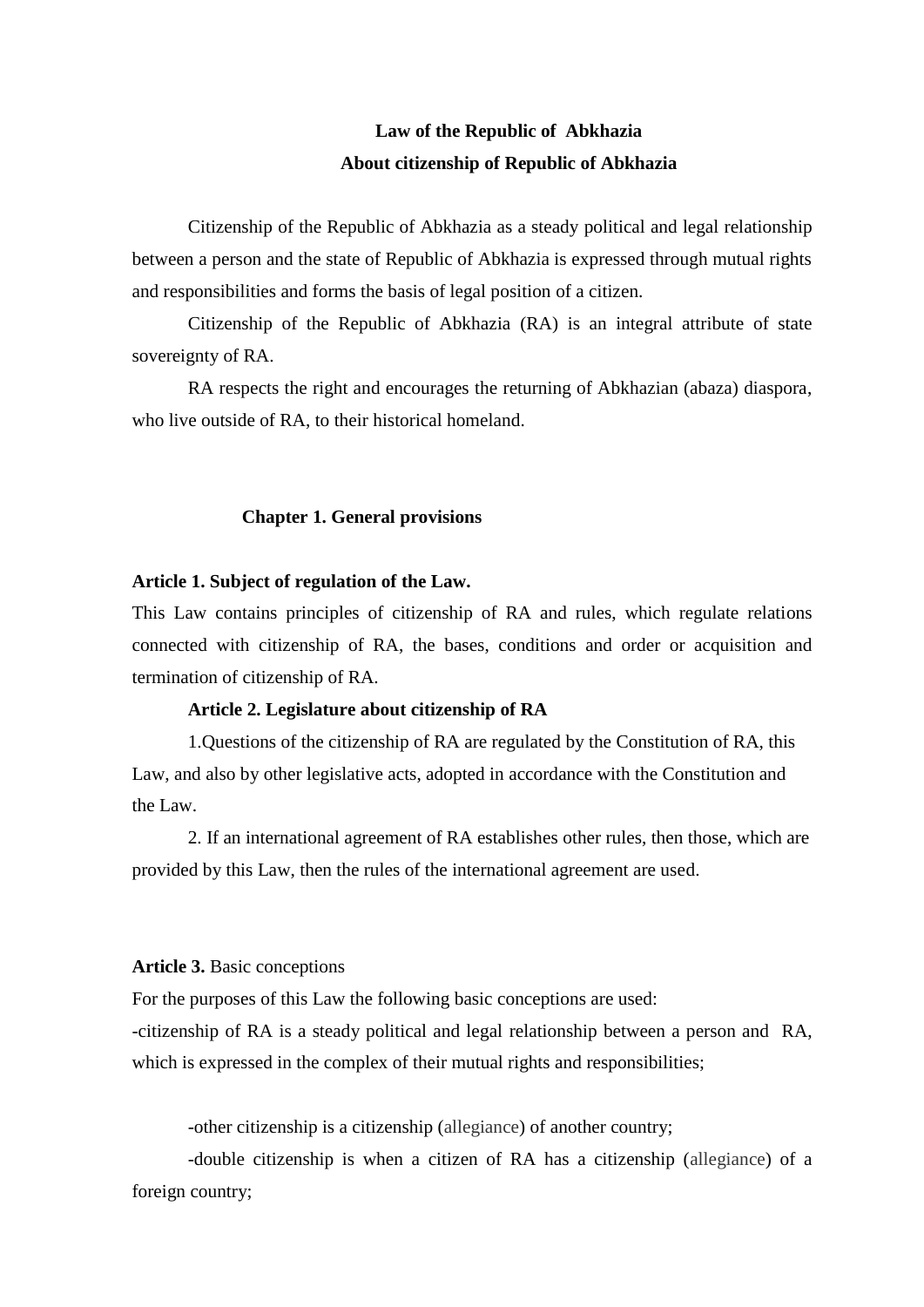# Law of the Republic of Abkhazia
# About citizenship of Republic of Abkhazia

Citizenship of the Republic of Abkhazia as a steady political and legal relationship between a person and the state of Republic of Abkhazia is expressed through mutual rights and responsibilities and forms the basis of legal position of a citizen.

Citizenship of the Republic of Abkhazia (RA) is an integral attribute of state sovereignty of RA.

RA respects the right and encourages the returning of Abkhazian (abaza) diaspora, who live outside of RA, to their historical homeland.

## Chapter 1. General provisions

**Article 1. Subject of regulation of the Law.**

This Law contains principles of citizenship of RA and rules, which regulate relations connected with citizenship of RA, the bases, conditions and order or acquisition and termination of citizenship of RA.

**Article 2. Legislature about citizenship of RA**

1.Questions of the citizenship of RA are regulated by the Constitution of RA, this Law, and also by other legislative acts, adopted in accordance with the Constitution and the Law.

2. If an international agreement of RA establishes other rules, then those, which are provided by this Law, then the rules of the international agreement are used.

**Article 3.** Basic conceptions

For the purposes of this Law the following basic conceptions are used:

-citizenship of RA is a steady political and legal relationship between a person and RA, which is expressed in the complex of their mutual rights and responsibilities;

-other citizenship is a citizenship (allegiance) of another country;

-double citizenship is when a citizen of RA has a citizenship (allegiance) of a foreign country;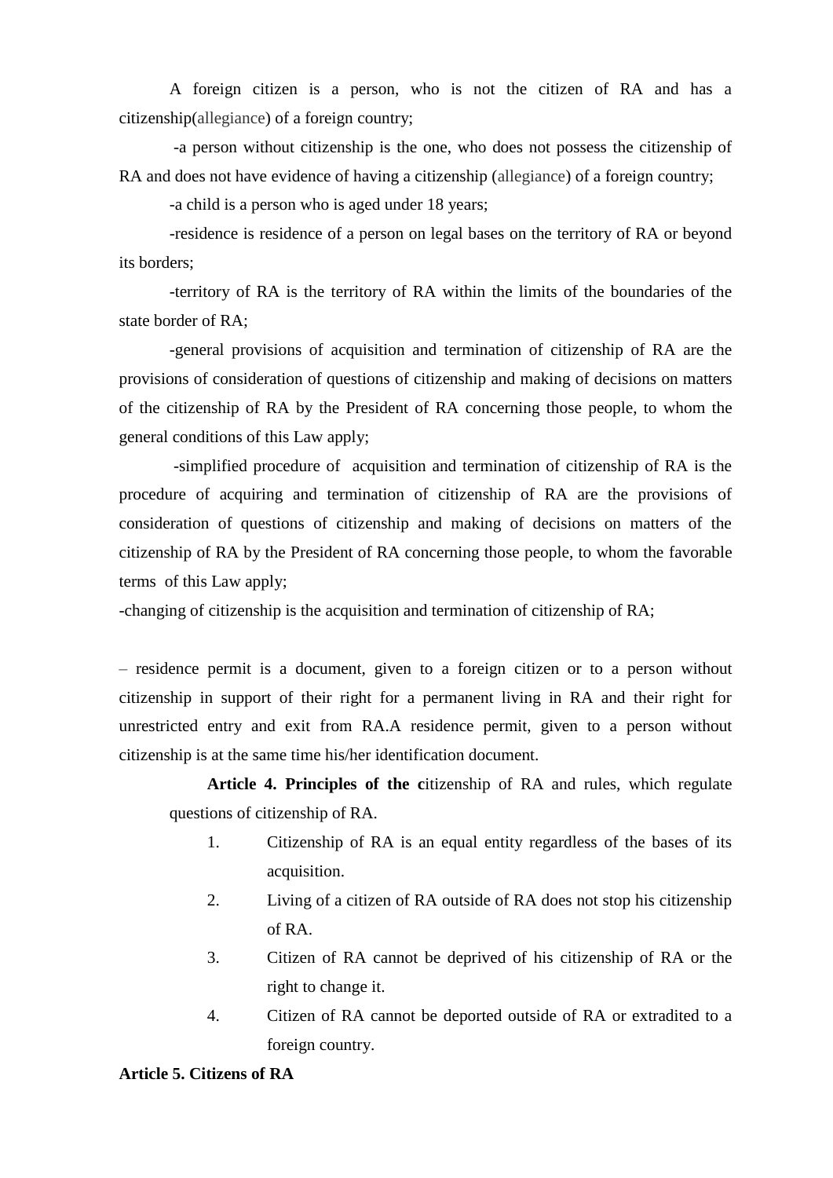A foreign citizen is a person, who is not the citizen of RA and has a citizenship(allegiance) of a foreign country;

-a person without citizenship is the one, who does not possess the citizenship of RA and does not have evidence of having a citizenship (allegiance) of a foreign country;

-a child is a person who is aged under 18 years;

-residence is residence of a person on legal bases on the territory of RA or beyond its borders;

-territory of RA is the territory of RA within the limits of the boundaries of the state border of RA;

-general provisions of acquisition and termination of citizenship of RA are the provisions of consideration of questions of citizenship and making of decisions on matters of the citizenship of RA by the President of RA concerning those people, to whom the general conditions of this Law apply;

-simplified procedure of acquisition and termination of citizenship of RA is the procedure of acquiring and termination of citizenship of RA are the provisions of consideration of questions of citizenship and making of decisions on matters of the citizenship of RA by the President of RA concerning those people, to whom the favorable terms of this Law apply;

-changing of citizenship is the acquisition and termination of citizenship of RA;

– residence permit is a document, given to a foreign citizen or to a person without citizenship in support of their right for a permanent living in RA and their right for unrestricted entry and exit from RA.A residence permit, given to a person without citizenship is at the same time his/her identification document.

**Article 4. Principles of the c**itizenship of RA and rules, which regulate questions of citizenship of RA.

1. Citizenship of RA is an equal entity regardless of the bases of its acquisition.
2. Living of a citizen of RA outside of RA does not stop his citizenship of RA.
3. Citizen of RA cannot be deprived of his citizenship of RA or the right to change it.
4. Citizen of RA cannot be deported outside of RA or extradited to a foreign country.

**Article 5. Citizens of RA**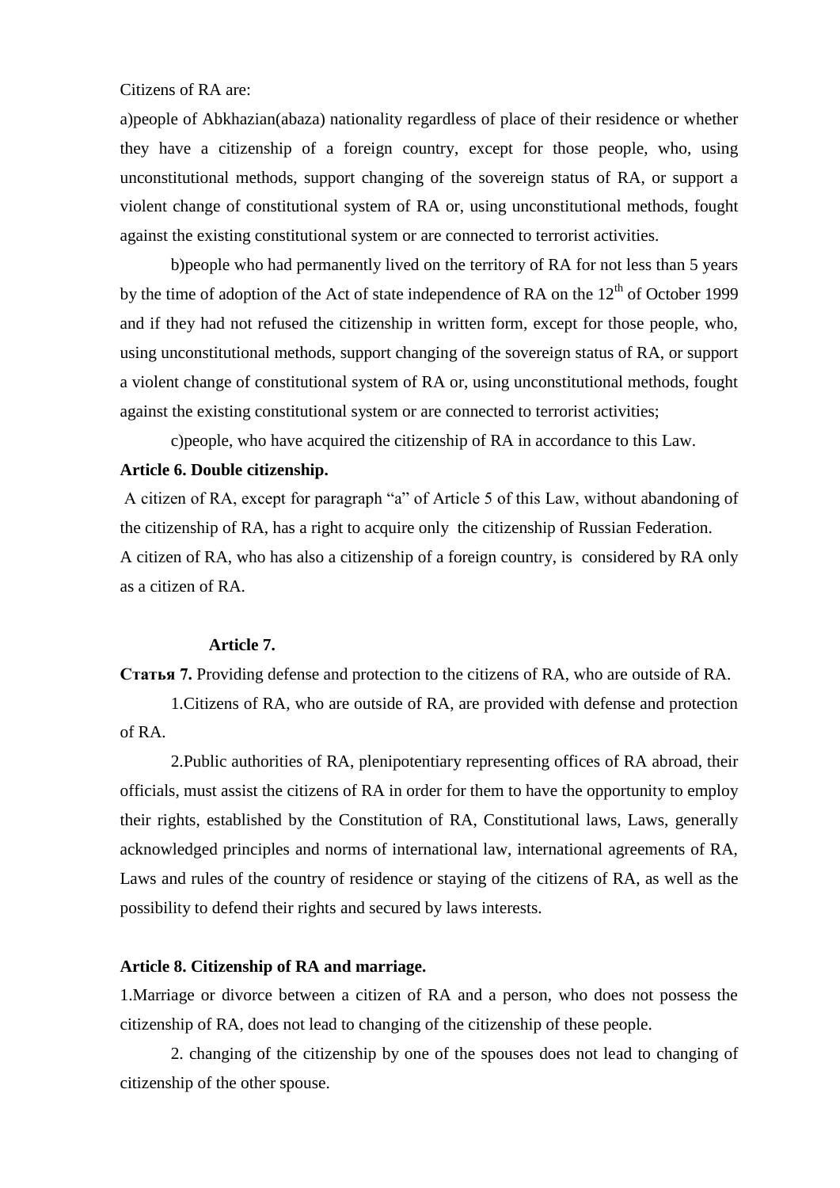Citizens of RA are:

a)people of Abkhazian(abaza) nationality regardless of place of their residence or whether they have a citizenship of a foreign country, except for those people, who, using unconstitutional methods, support changing of the sovereign status of RA, or support a violent change of constitutional system of RA or, using unconstitutional methods, fought against the existing constitutional system or are connected to terrorist activities.

b)people who had permanently lived on the territory of RA for not less than 5 years by the time of adoption of the Act of state independence of RA on the 12th of October 1999 and if they had not refused the citizenship in written form, except for those people, who, using unconstitutional methods, support changing of the sovereign status of RA, or support a violent change of constitutional system of RA or, using unconstitutional methods, fought against the existing constitutional system or are connected to terrorist activities;

c)people, who have acquired the citizenship of RA in accordance to this Law.

**Article 6. Double citizenship.**

A citizen of RA, except for paragraph "a" of Article 5 of this Law, without abandoning of the citizenship of RA, has a right to acquire only the citizenship of Russian Federation.

A citizen of RA, who has also a citizenship of a foreign country, is considered by RA only as a citizen of RA.

**Article 7.**

**Статья 7.** Providing defense and protection to the citizens of RA, who are outside of RA.

1.Citizens of RA, who are outside of RA, are provided with defense and protection of RA.

2.Public authorities of RA, plenipotentiary representing offices of RA abroad, their officials, must assist the citizens of RA in order for them to have the opportunity to employ their rights, established by the Constitution of RA, Constitutional laws, Laws, generally acknowledged principles and norms of international law, international agreements of RA, Laws and rules of the country of residence or staying of the citizens of RA, as well as the possibility to defend their rights and secured by laws interests.

**Article 8. Citizenship of RA and marriage.**

1.Marriage or divorce between a citizen of RA and a person, who does not possess the citizenship of RA, does not lead to changing of the citizenship of these people.

2. changing of the citizenship by one of the spouses does not lead to changing of citizenship of the other spouse.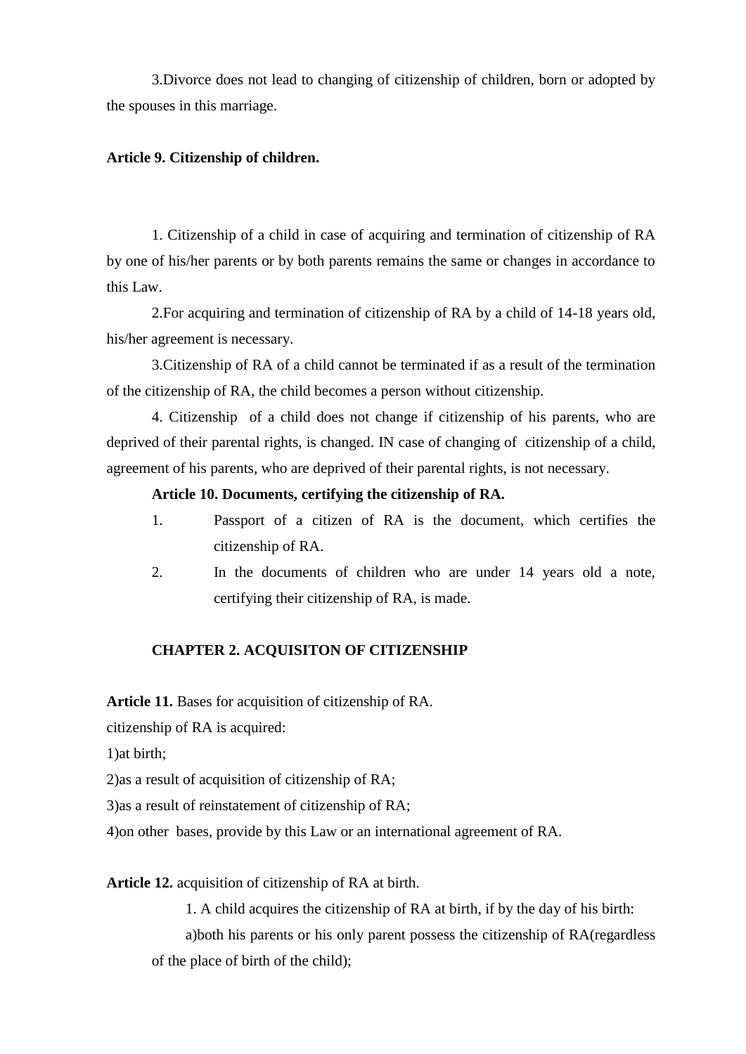3.Divorce does not lead to changing of citizenship of children, born or adopted by the spouses in this marriage.

**Article 9. Citizenship of children.**

1. Citizenship of a child in case of acquiring and termination of citizenship of RA by one of his/her parents or by both parents remains the same or changes in accordance to this Law.

2.For acquiring and termination of citizenship of RA by a child of 14-18 years old, his/her agreement is necessary.

3.Citizenship of RA of a child cannot be terminated if as a result of the termination of the citizenship of RA, the child becomes a person without citizenship.

4. Citizenship of a child does not change if citizenship of his parents, who are deprived of their parental rights, is changed. IN case of changing of citizenship of a child, agreement of his parents, who are deprived of their parental rights, is not necessary.

**Article 10. Documents, certifying the citizenship of RA.**

1. Passport of a citizen of RA is the document, which certifies the citizenship of RA.
2. In the documents of children who are under 14 years old a note, certifying their citizenship of RA, is made.

**CHAPTER 2. ACQUISITON OF CITIZENSHIP**

**Article 11.** Bases for acquisition of citizenship of RA.

citizenship of RA is acquired:

1)at birth;

2)as a result of acquisition of citizenship of RA;

3)as a result of reinstatement of citizenship of RA;

4)on other bases, provide by this Law or an international agreement of RA.

**Article 12.** acquisition of citizenship of RA at birth.

1. A child acquires the citizenship of RA at birth, if by the day of his birth:

a)both his parents or his only parent possess the citizenship of RA(regardless of the place of birth of the child);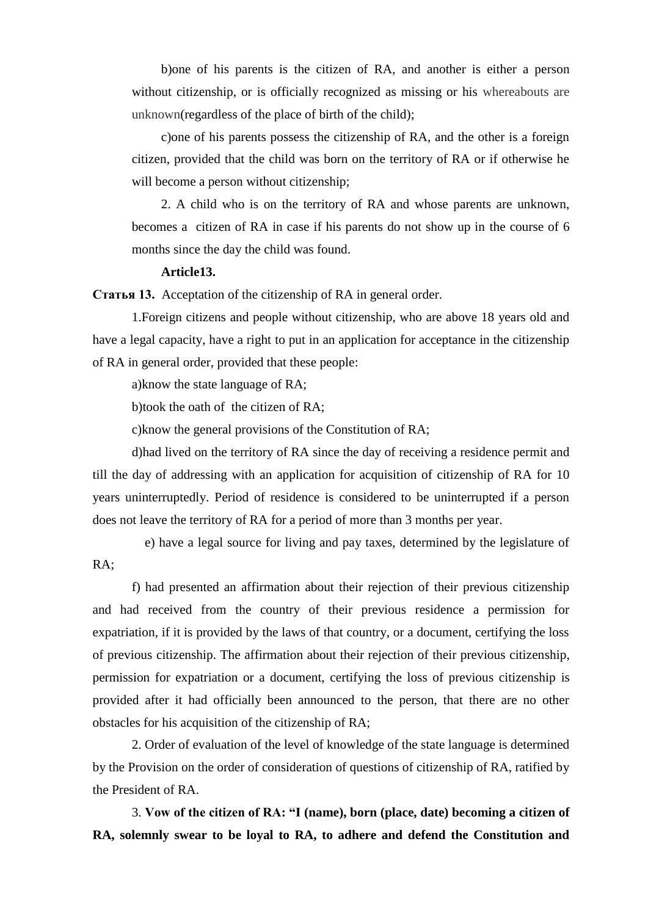b)one of his parents is the citizen of RA, and another is either a person without citizenship, or is officially recognized as missing or his whereabouts are unknown(regardless of the place of birth of the child);

c)one of his parents possess the citizenship of RA, and the other is a foreign citizen, provided that the child was born on the territory of RA or if otherwise he will become a person without citizenship;

2. A child who is on the territory of RA and whose parents are unknown, becomes a citizen of RA in case if his parents do not show up in the course of 6 months since the day the child was found.

**Article13.**

**Статья 13.** Acceptation of the citizenship of RA in general order.

1.Foreign citizens and people without citizenship, who are above 18 years old and have a legal capacity, have a right to put in an application for acceptance in the citizenship of RA in general order, provided that these people:

a)know the state language of RA;

b)took the oath of the citizen of RA;

c)know the general provisions of the Constitution of RA;

d)had lived on the territory of RA since the day of receiving a residence permit and till the day of addressing with an application for acquisition of citizenship of RA for 10 years uninterruptedly. Period of residence is considered to be uninterrupted if a person does not leave the territory of RA for a period of more than 3 months per year.

e) have a legal source for living and pay taxes, determined by the legislature of RA;

f) had presented an affirmation about their rejection of their previous citizenship and had received from the country of their previous residence a permission for expatriation, if it is provided by the laws of that country, or a document, certifying the loss of previous citizenship. The affirmation about their rejection of their previous citizenship, permission for expatriation or a document, certifying the loss of previous citizenship is provided after it had officially been announced to the person, that there are no other obstacles for his acquisition of the citizenship of RA;

2. Order of evaluation of the level of knowledge of the state language is determined by the Provision on the order of consideration of questions of citizenship of RA, ratified by the President of RA.

3. **Vow of the citizen of RA: "I (name), born (place, date) becoming a citizen of RA, solemnly swear to be loyal to RA, to adhere and defend the Constitution and**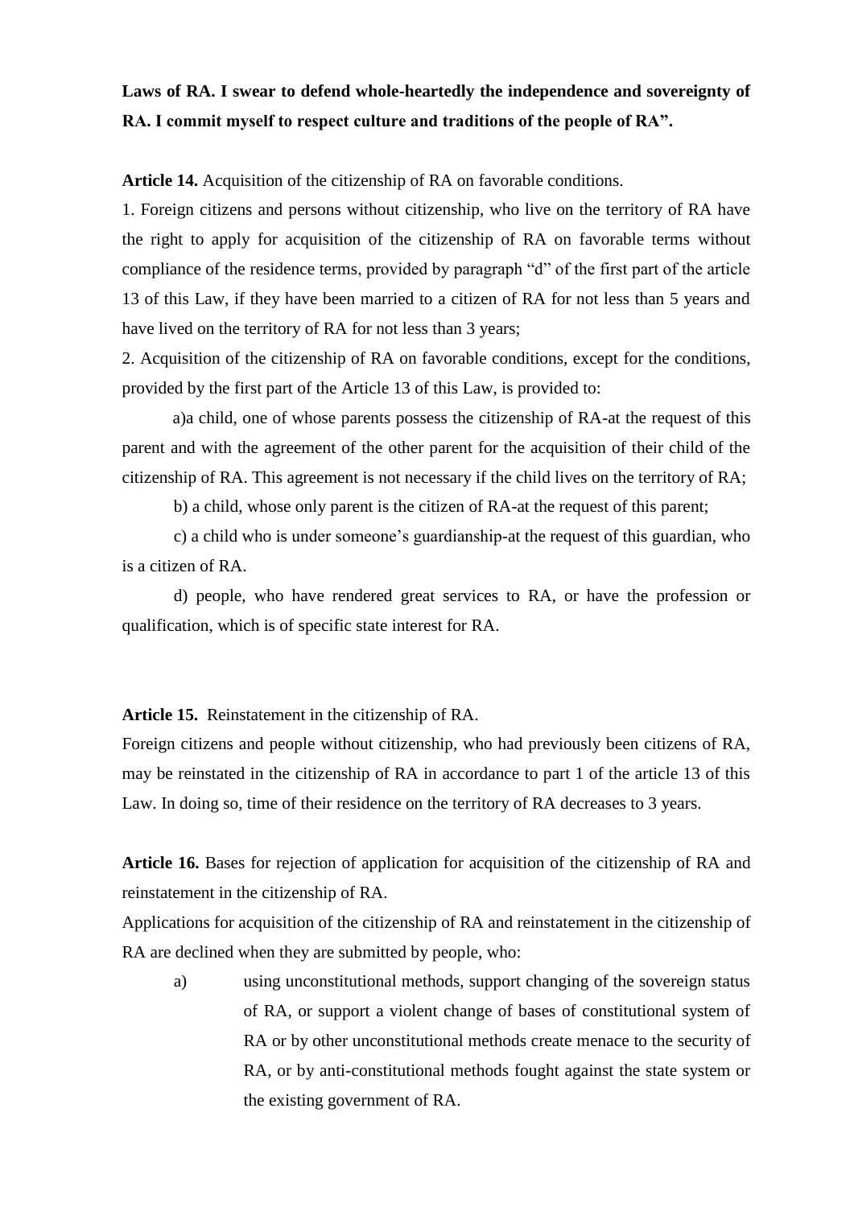**Laws of RA. I swear to defend whole-heartedly the independence and sovereignty of RA. I commit myself to respect culture and traditions of the people of RA".**

**Article 14.** Acquisition of the citizenship of RA on favorable conditions.

1. Foreign citizens and persons without citizenship, who live on the territory of RA have the right to apply for acquisition of the citizenship of RA on favorable terms without compliance of the residence terms, provided by paragraph "d" of the first part of the article 13 of this Law, if they have been married to a citizen of RA for not less than 5 years and have lived on the territory of RA for not less than 3 years;

2. Acquisition of the citizenship of RA on favorable conditions, except for the conditions, provided by the first part of the Article 13 of this Law, is provided to:

a)a child, one of whose parents possess the citizenship of RA-at the request of this parent and with the agreement of the other parent for the acquisition of their child of the citizenship of RA. This agreement is not necessary if the child lives on the territory of RA;

b) a child, whose only parent is the citizen of RA-at the request of this parent;

c) a child who is under someone's guardianship-at the request of this guardian, who is a citizen of RA.

d) people, who have rendered great services to RA, or have the profession or qualification, which is of specific state interest for RA.

**Article 15.** Reinstatement in the citizenship of RA.

Foreign citizens and people without citizenship, who had previously been citizens of RA, may be reinstated in the citizenship of RA in accordance to part 1 of the article 13 of this Law. In doing so, time of their residence on the territory of RA decreases to 3 years.

**Article 16.** Bases for rejection of application for acquisition of the citizenship of RA and reinstatement in the citizenship of RA.

Applications for acquisition of the citizenship of RA and reinstatement in the citizenship of RA are declined when they are submitted by people, who:

a) using unconstitutional methods, support changing of the sovereign status of RA, or support a violent change of bases of constitutional system of RA or by other unconstitutional methods create menace to the security of RA, or by anti-constitutional methods fought against the state system or the existing government of RA.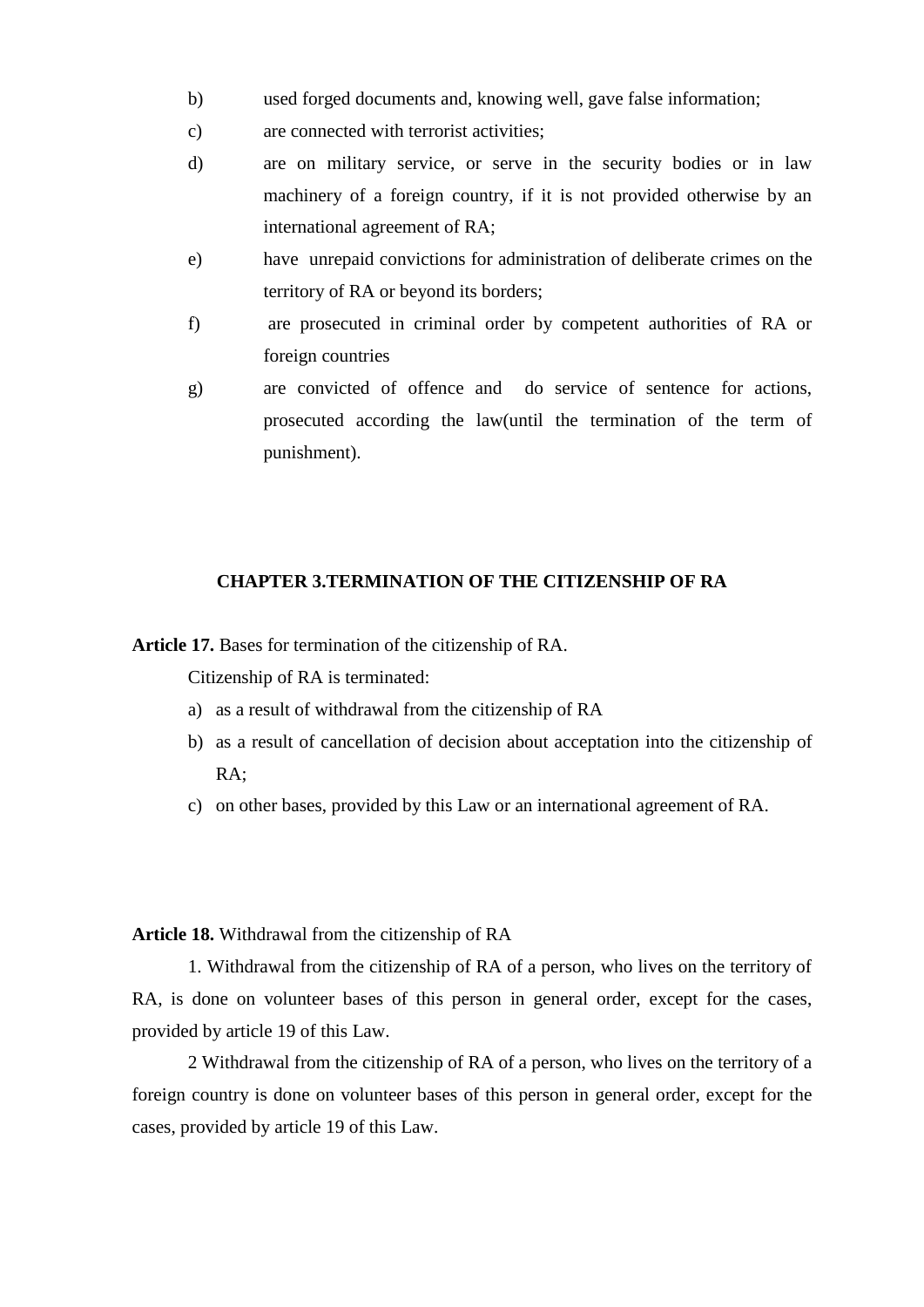b) used forged documents and, knowing well, gave false information;

c) are connected with terrorist activities;

d) are on military service, or serve in the security bodies or in law machinery of a foreign country, if it is not provided otherwise by an international agreement of RA;

e) have unrepaid convictions for administration of deliberate crimes on the territory of RA or beyond its borders;

f) are prosecuted in criminal order by competent authorities of RA or foreign countries

g) are convicted of offence and do service of sentence for actions, prosecuted according the law(until the termination of the term of punishment).

## CHAPTER 3.TERMINATION OF THE CITIZENSHIP OF RA

**Article 17.** Bases for termination of the citizenship of RA.

Citizenship of RA is terminated:

a) as a result of withdrawal from the citizenship of RA

b) as a result of cancellation of decision about acceptation into the citizenship of RA;

c) on other bases, provided by this Law or an international agreement of RA.

**Article 18.** Withdrawal from the citizenship of RA

1. Withdrawal from the citizenship of RA of a person, who lives on the territory of RA, is done on volunteer bases of this person in general order, except for the cases, provided by article 19 of this Law.

2 Withdrawal from the citizenship of RA of a person, who lives on the territory of a foreign country is done on volunteer bases of this person in general order, except for the cases, provided by article 19 of this Law.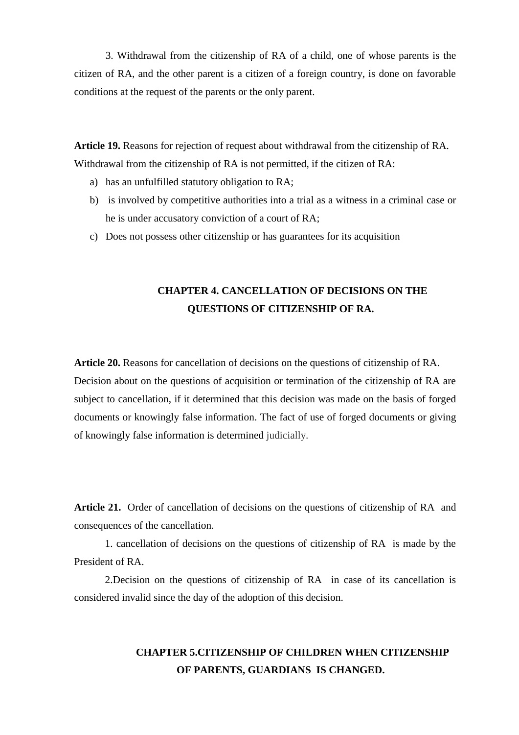3. Withdrawal from the citizenship of RA of a child, one of whose parents is the citizen of RA, and the other parent is a citizen of a foreign country, is done on favorable conditions at the request of the parents or the only parent.

**Article 19.** Reasons for rejection of request about withdrawal from the citizenship of RA.
Withdrawal from the citizenship of RA is not permitted, if the citizen of RA:

a) has an unfulfilled statutory obligation to RA;
b) is involved by competitive authorities into a trial as a witness in a criminal case or he is under accusatory conviction of a court of RA;
c) Does not possess other citizenship or has guarantees for its acquisition

## CHAPTER 4. CANCELLATION OF DECISIONS ON THE QUESTIONS OF CITIZENSHIP OF RA.

**Article 20.** Reasons for cancellation of decisions on the questions of citizenship of RA.
Decision about on the questions of acquisition or termination of the citizenship of RA are subject to cancellation, if it determined that this decision was made on the basis of forged documents or knowingly false information. The fact of use of forged documents or giving of knowingly false information is determined judicially.

**Article 21.** Order of cancellation of decisions on the questions of citizenship of RA and consequences of the cancellation.

1. cancellation of decisions on the questions of citizenship of RA is made by the President of RA.

2. Decision on the questions of citizenship of RA in case of its cancellation is considered invalid since the day of the adoption of this decision.

## CHAPTER 5. CITIZENSHIP OF CHILDREN WHEN CITIZENSHIP OF PARENTS, GUARDIANS IS CHANGED.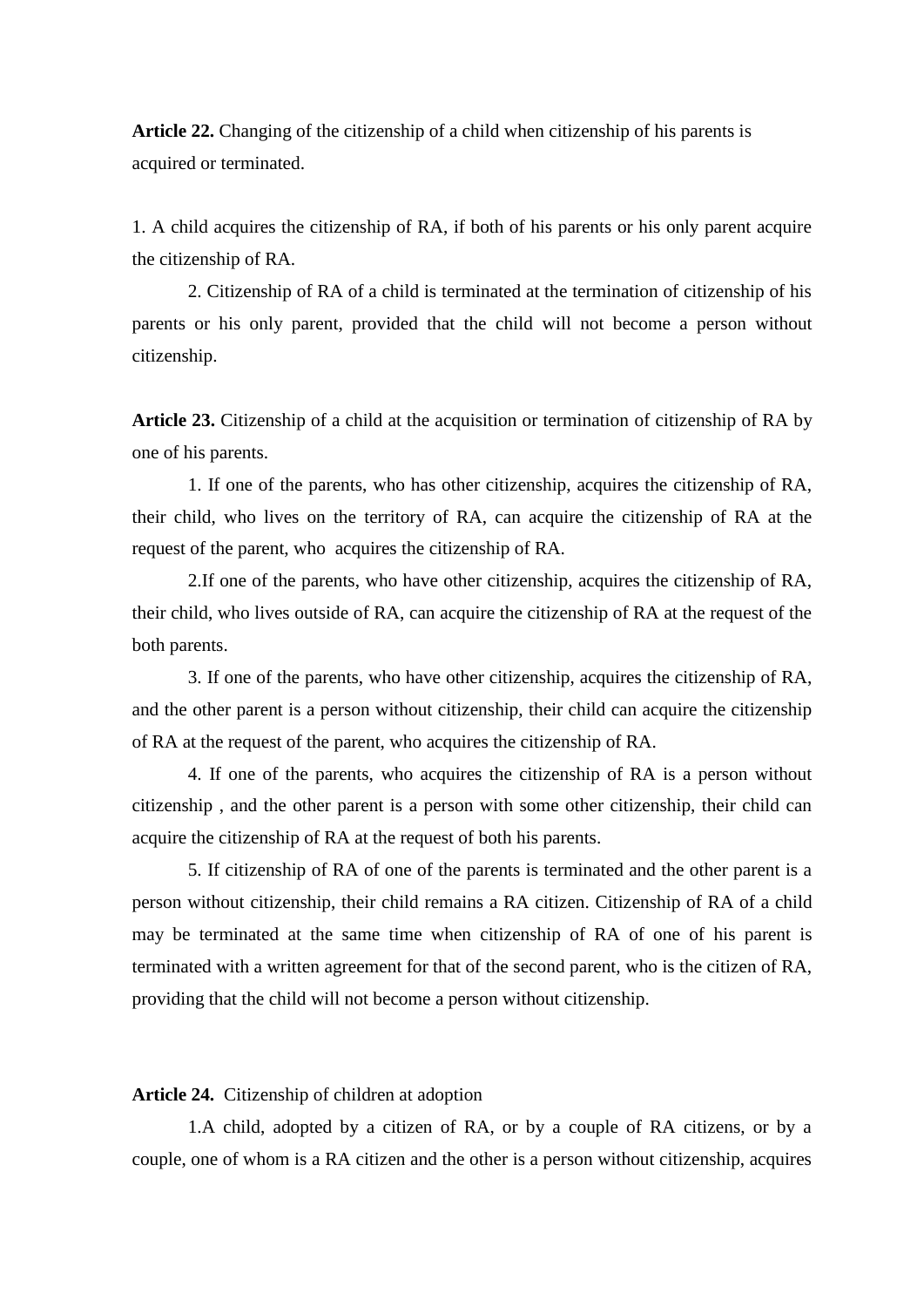**Article 22.** Changing of the citizenship of a child when citizenship of his parents is acquired or terminated.

1. A child acquires the citizenship of RA, if both of his parents or his only parent acquire the citizenship of RA.

2. Citizenship of RA of a child is terminated at the termination of citizenship of his parents or his only parent, provided that the child will not become a person without citizenship.

**Article 23.** Citizenship of a child at the acquisition or termination of citizenship of RA by one of his parents.

1. If one of the parents, who has other citizenship, acquires the citizenship of RA, their child, who lives on the territory of RA, can acquire the citizenship of RA at the request of the parent, who acquires the citizenship of RA.

2.If one of the parents, who have other citizenship, acquires the citizenship of RA, their child, who lives outside of RA, can acquire the citizenship of RA at the request of the both parents.

3. If one of the parents, who have other citizenship, acquires the citizenship of RA, and the other parent is a person without citizenship, their child can acquire the citizenship of RA at the request of the parent, who acquires the citizenship of RA.

4. If one of the parents, who acquires the citizenship of RA is a person without citizenship , and the other parent is a person with some other citizenship, their child can acquire the citizenship of RA at the request of both his parents.

5. If citizenship of RA of one of the parents is terminated and the other parent is a person without citizenship, their child remains a RA citizen. Citizenship of RA of a child may be terminated at the same time when citizenship of RA of one of his parent is terminated with a written agreement for that of the second parent, who is the citizen of RA, providing that the child will not become a person without citizenship.

**Article 24.** Citizenship of children at adoption

1.A child, adopted by a citizen of RA, or by a couple of RA citizens, or by a couple, one of whom is a RA citizen and the other is a person without citizenship, acquires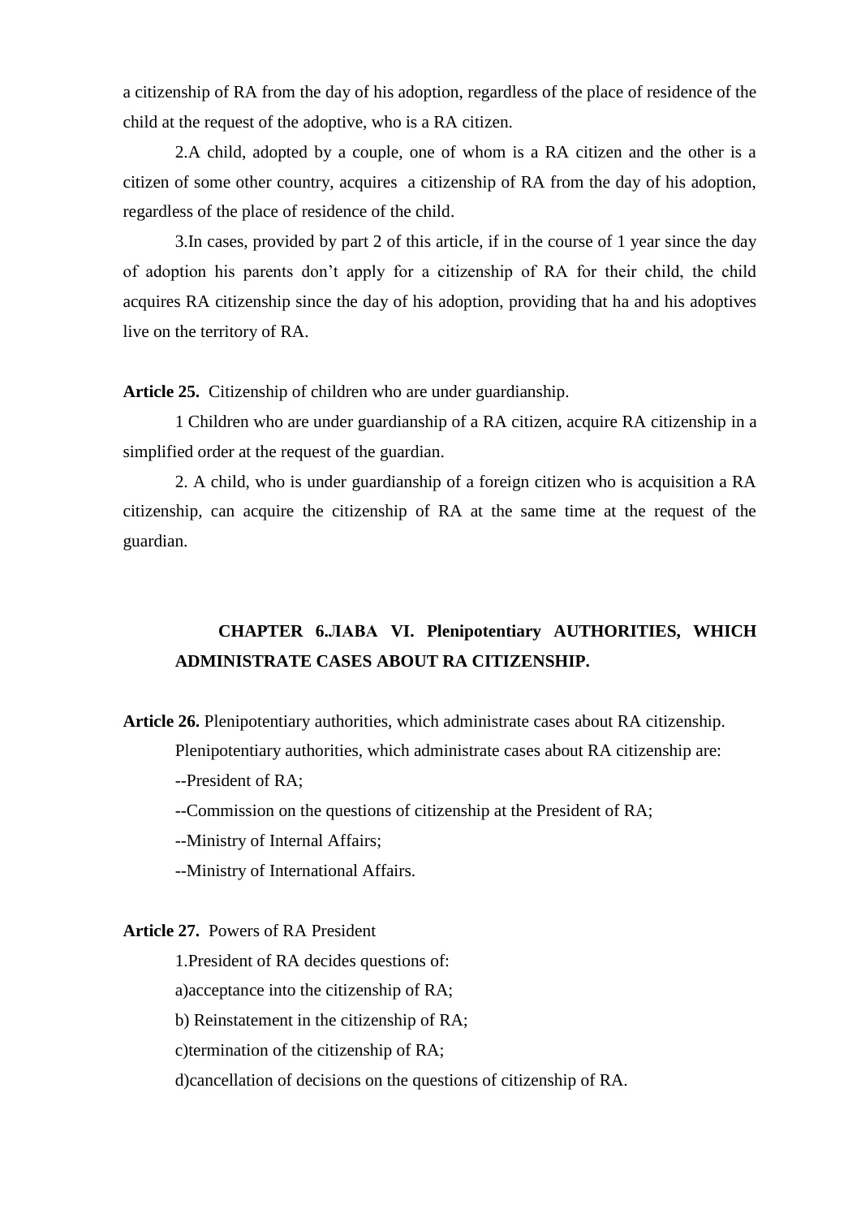a citizenship of RA from the day of his adoption, regardless of the place of residence of the child at the request of the adoptive, who is a RA citizen.

2.A child, adopted by a couple, one of whom is a RA citizen and the other is a citizen of some other country, acquires a citizenship of RA from the day of his adoption, regardless of the place of residence of the child.

3.In cases, provided by part 2 of this article, if in the course of 1 year since the day of adoption his parents don’t apply for a citizenship of RA for their child, the child acquires RA citizenship since the day of his adoption, providing that ha and his adoptives live on the territory of RA.

**Article 25.** Citizenship of children who are under guardianship.

1 Children who are under guardianship of a RA citizen, acquire RA citizenship in a simplified order at the request of the guardian.

2. A child, who is under guardianship of a foreign citizen who is acquisition a RA citizenship, can acquire the citizenship of RA at the same time at the request of the guardian.

## CHAPTER 6.ЛАВА VI. Plenipotentiary AUTHORITIES, WHICH ADMINISTRATE CASES ABOUT RA CITIZENSHIP.

**Article 26.** Plenipotentiary authorities, which administrate cases about RA citizenship.

Plenipotentiary authorities, which administrate cases about RA citizenship are:

--President of RA;

--Commission on the questions of citizenship at the President of RA;

--Ministry of Internal Affairs;

--Ministry of International Affairs.

**Article 27.** Powers of RA President

1.President of RA decides questions of:

a)acceptance into the citizenship of RA;

b) Reinstatement in the citizenship of RA;

c)termination of the citizenship of RA;

d)cancellation of decisions on the questions of citizenship of RA.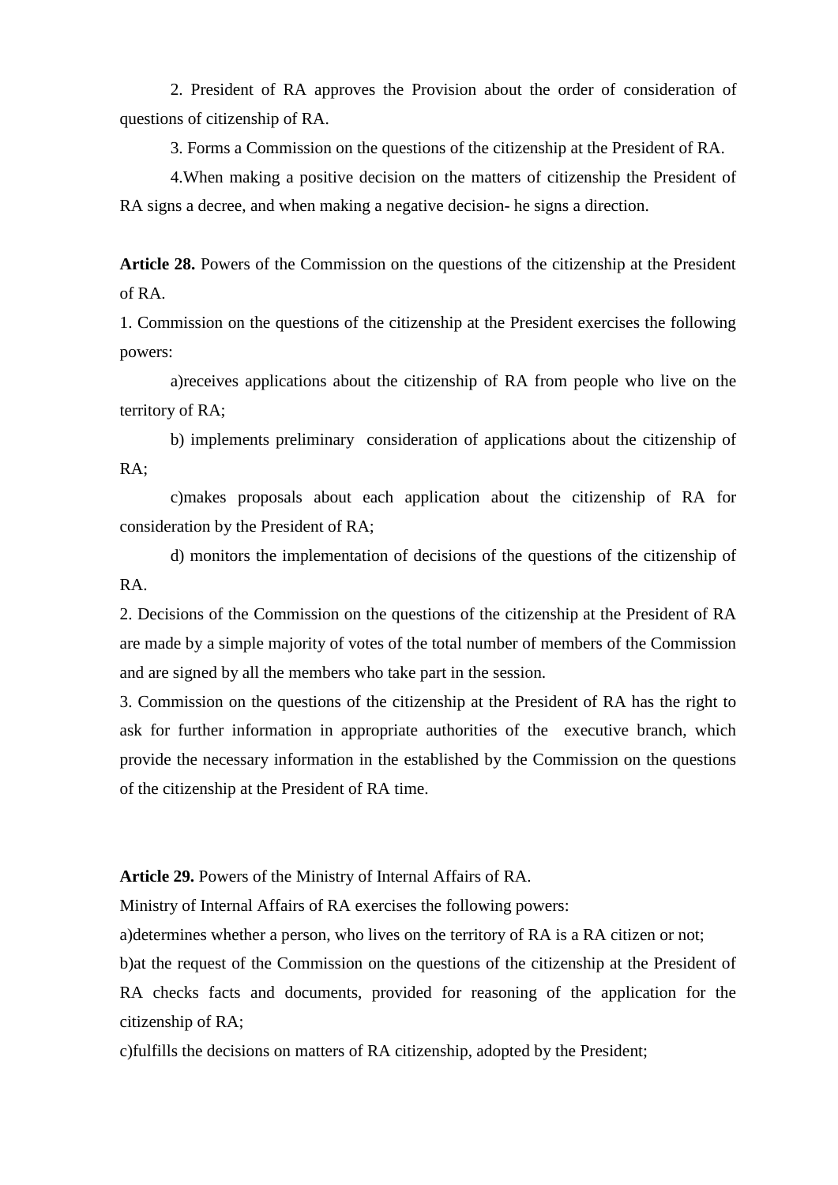2. President of RA approves the Provision about the order of consideration of questions of citizenship of RA.

3. Forms a Commission on the questions of the citizenship at the President of RA.

4.When making a positive decision on the matters of citizenship the President of RA signs a decree, and when making a negative decision- he signs a direction.

**Article 28.** Powers of the Commission on the questions of the citizenship at the President of RA.

1. Commission on the questions of the citizenship at the President exercises the following powers:

a)receives applications about the citizenship of RA from people who live on the territory of RA;

b) implements preliminary consideration of applications about the citizenship of RA;

c)makes proposals about each application about the citizenship of RA for consideration by the President of RA;

d) monitors the implementation of decisions of the questions of the citizenship of RA.

2. Decisions of the Commission on the questions of the citizenship at the President of RA are made by a simple majority of votes of the total number of members of the Commission and are signed by all the members who take part in the session.

3. Commission on the questions of the citizenship at the President of RA has the right to ask for further information in appropriate authorities of the executive branch, which provide the necessary information in the established by the Commission on the questions of the citizenship at the President of RA time.

**Article 29.** Powers of the Ministry of Internal Affairs of RA.

Ministry of Internal Affairs of RA exercises the following powers:

a)determines whether a person, who lives on the territory of RA is a RA citizen or not;

b)at the request of the Commission on the questions of the citizenship at the President of RA checks facts and documents, provided for reasoning of the application for the citizenship of RA;

c)fulfills the decisions on matters of RA citizenship, adopted by the President;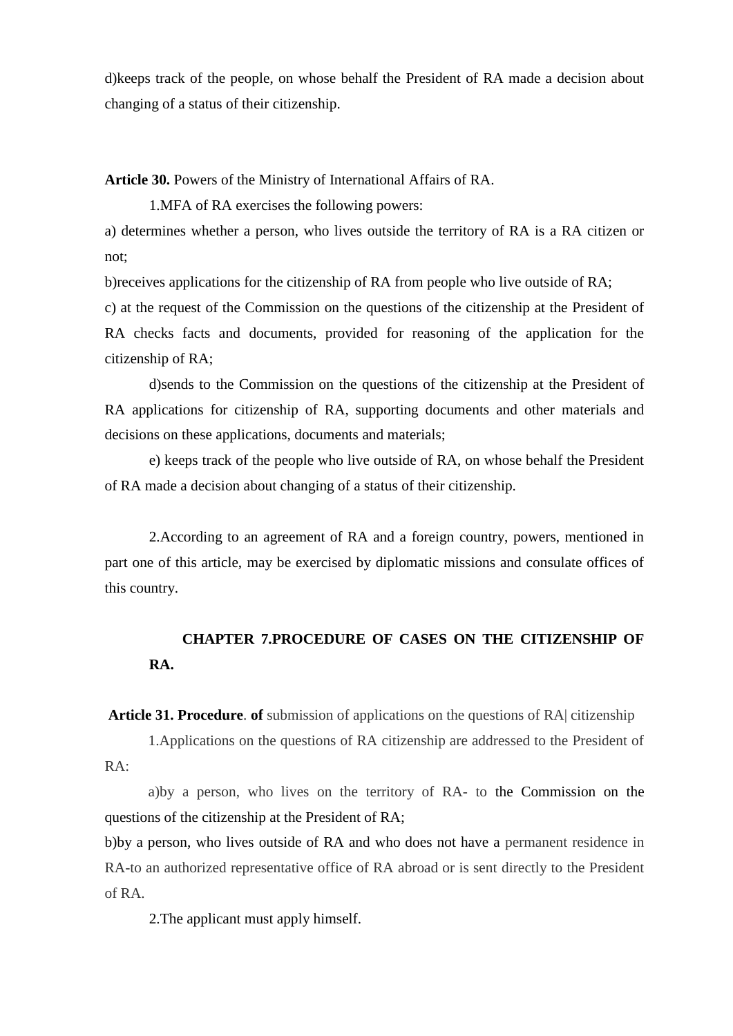d)keeps track of the people, on whose behalf the President of RA made a decision about changing of a status of their citizenship.

**Article 30.** Powers of the Ministry of International Affairs of RA.

1.MFA of RA exercises the following powers:

a) determines whether a person, who lives outside the territory of RA is a RA citizen or not;

b)receives applications for the citizenship of RA from people who live outside of RA;

c) at the request of the Commission on the questions of the citizenship at the President of RA checks facts and documents, provided for reasoning of the application for the citizenship of RA;

d)sends to the Commission on the questions of the citizenship at the President of RA applications for citizenship of RA, supporting documents and other materials and decisions on these applications, documents and materials;

e) keeps track of the people who live outside of RA, on whose behalf the President of RA made a decision about changing of a status of their citizenship.

2.According to an agreement of RA and a foreign country, powers, mentioned in part one of this article, may be exercised by diplomatic missions and consulate offices of this country.

## CHAPTER 7.PROCEDURE OF CASES ON THE CITIZENSHIP OF RA.

**Article 31. Procedure**. **of** submission of applications on the questions of RA| citizenship

1.Applications on the questions of RA citizenship are addressed to the President of RA:

a)by a person, who lives on the territory of RA- to the Commission on the questions of the citizenship at the President of RA;

b)by a person, who lives outside of RA and who does not have a permanent residence in RA-to an authorized representative office of RA abroad or is sent directly to the President of RA.

2.The applicant must apply himself.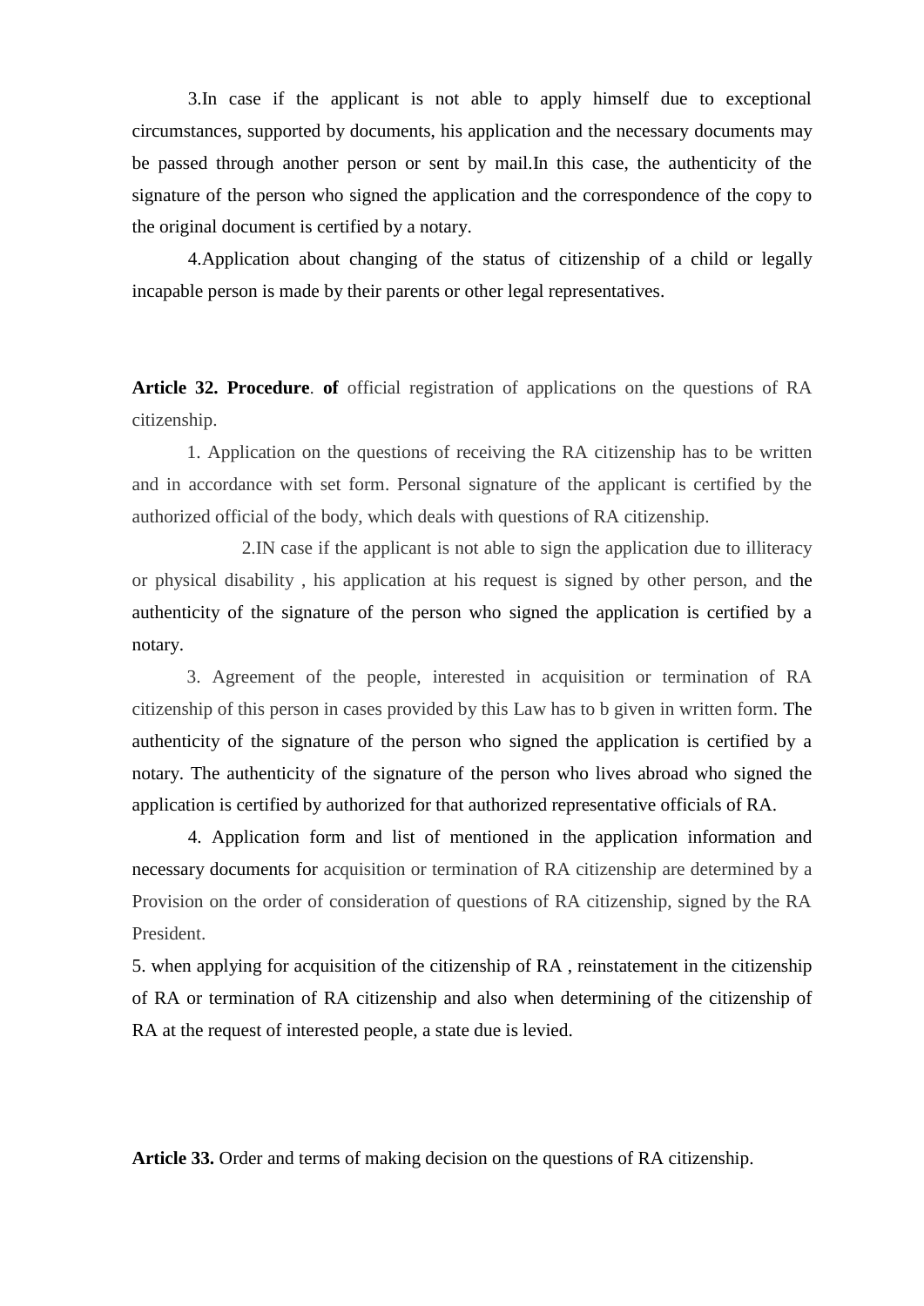3.In case if the applicant is not able to apply himself due to exceptional circumstances, supported by documents, his application and the necessary documents may be passed through another person or sent by mail.In this case, the authenticity of the signature of the person who signed the application and the correspondence of the copy to the original document is certified by a notary.

4.Application about changing of the status of citizenship of a child or legally incapable person is made by their parents or other legal representatives.

**Article 32. Procedure**. **of** official registration of applications on the questions of RA citizenship.

1. Application on the questions of receiving the RA citizenship has to be written and in accordance with set form. Personal signature of the applicant is certified by the authorized official of the body, which deals with questions of RA citizenship.

2.IN case if the applicant is not able to sign the application due to illiteracy or physical disability , his application at his request is signed by other person, and the authenticity of the signature of the person who signed the application is certified by a notary.

3. Agreement of the people, interested in acquisition or termination of RA citizenship of this person in cases provided by this Law has to b given in written form. The authenticity of the signature of the person who signed the application is certified by a notary. The authenticity of the signature of the person who lives abroad who signed the application is certified by authorized for that authorized representative officials of RA.

4. Application form and list of mentioned in the application information and necessary documents for acquisition or termination of RA citizenship are determined by a Provision on the order of consideration of questions of RA citizenship, signed by the RA President.

5. when applying for acquisition of the citizenship of RA , reinstatement in the citizenship of RA or termination of RA citizenship and also when determining of the citizenship of RA at the request of interested people, a state due is levied.

**Article 33.** Order and terms of making decision on the questions of RA citizenship.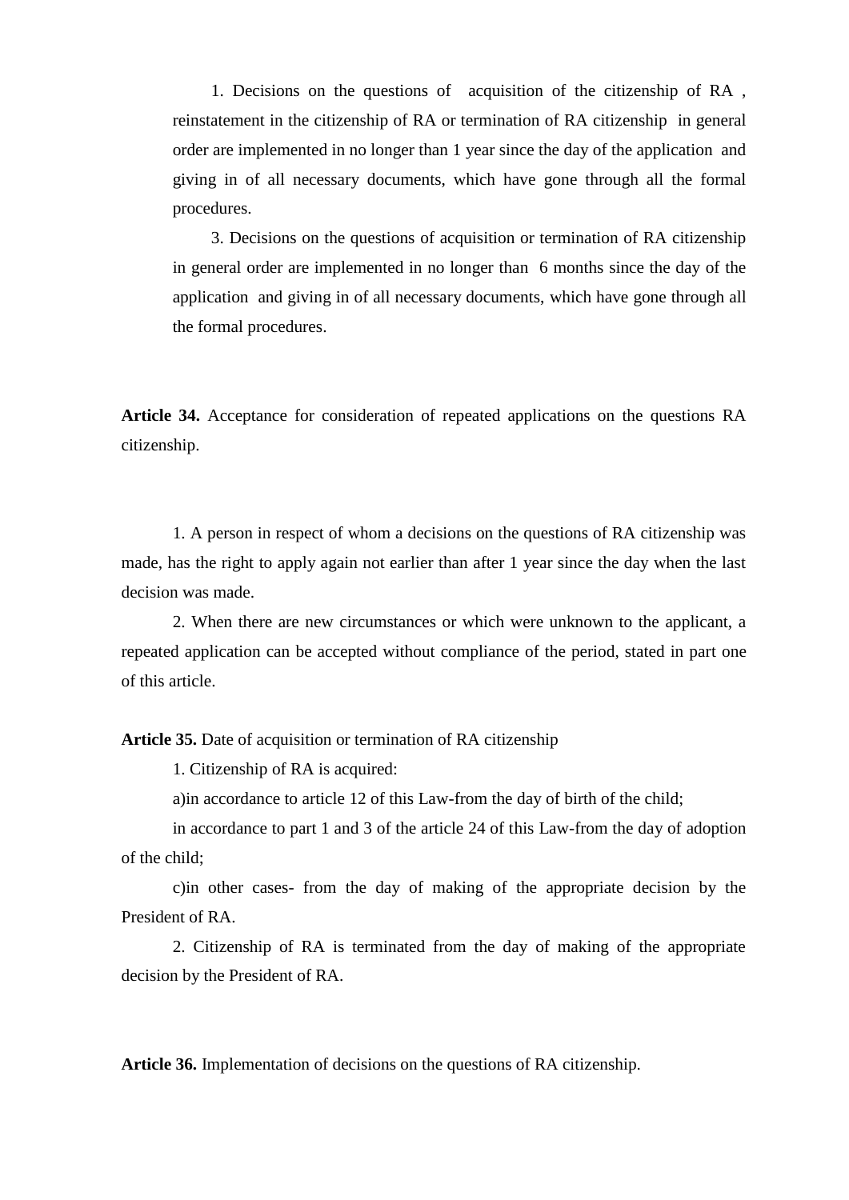1. Decisions on the questions of acquisition of the citizenship of RA , reinstatement in the citizenship of RA or termination of RA citizenship in general order are implemented in no longer than 1 year since the day of the application and giving in of all necessary documents, which have gone through all the formal procedures.

3. Decisions on the questions of acquisition or termination of RA citizenship in general order are implemented in no longer than 6 months since the day of the application and giving in of all necessary documents, which have gone through all the formal procedures.

**Article 34.** Acceptance for consideration of repeated applications on the questions RA citizenship.

1. A person in respect of whom a decisions on the questions of RA citizenship was made, has the right to apply again not earlier than after 1 year since the day when the last decision was made.

2. When there are new circumstances or which were unknown to the applicant, a repeated application can be accepted without compliance of the period, stated in part one of this article.

**Article 35.** Date of acquisition or termination of RA citizenship

1. Citizenship of RA is acquired:

a)in accordance to article 12 of this Law-from the day of birth of the child;

in accordance to part 1 and 3 of the article 24 of this Law-from the day of adoption of the child;

c)in other cases- from the day of making of the appropriate decision by the President of RA.

2. Citizenship of RA is terminated from the day of making of the appropriate decision by the President of RA.

**Article 36.** Implementation of decisions on the questions of RA citizenship.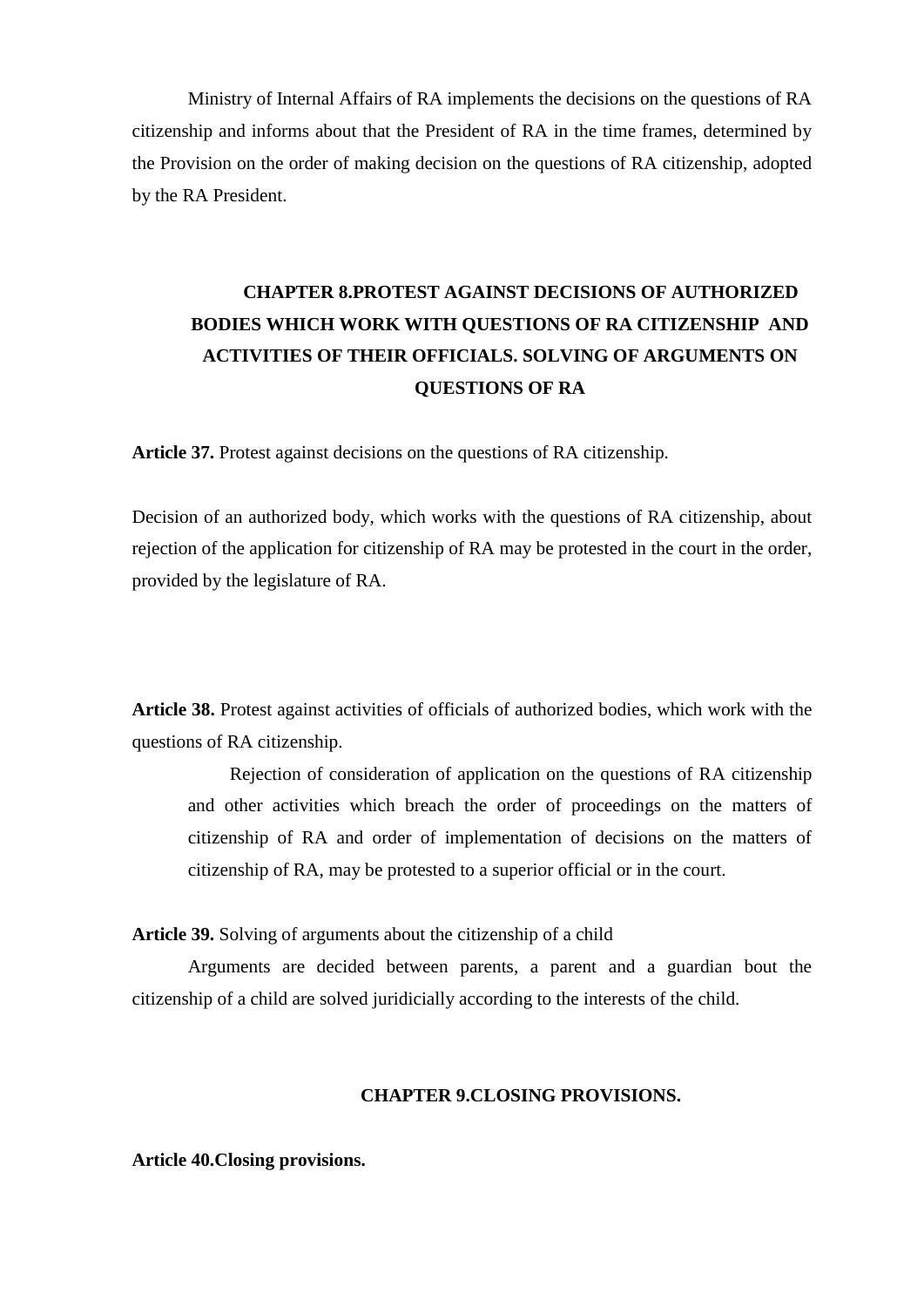Ministry of Internal Affairs of RA implements the decisions on the questions of RA citizenship and informs about that the President of RA in the time frames, determined by the Provision on the order of making decision on the questions of RA citizenship, adopted by the RA President.

## CHAPTER 8.PROTEST AGAINST DECISIONS OF AUTHORIZED BODIES WHICH WORK WITH QUESTIONS OF RA CITIZENSHIP AND ACTIVITIES OF THEIR OFFICIALS. SOLVING OF ARGUMENTS ON QUESTIONS OF RA

**Article 37.** Protest against decisions on the questions of RA citizenship.

Decision of an authorized body, which works with the questions of RA citizenship, about rejection of the application for citizenship of RA may be protested in the court in the order, provided by the legislature of RA.

**Article 38.** Protest against activities of officials of authorized bodies, which work with the questions of RA citizenship.

Rejection of consideration of application on the questions of RA citizenship and other activities which breach the order of proceedings on the matters of citizenship of RA and order of implementation of decisions on the matters of citizenship of RA, may be protested to a superior official or in the court.

**Article 39.** Solving of arguments about the citizenship of a child

Arguments are decided between parents, a parent and a guardian bout the citizenship of a child are solved juridicially according to the interests of the child.

## CHAPTER 9.CLOSING PROVISIONS.

**Article 40.Closing provisions.**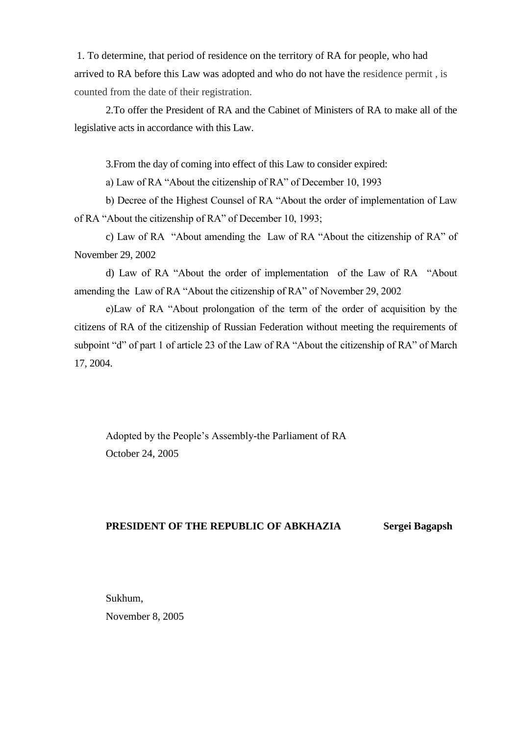1. To determine, that period of residence on the territory of RA for people, who had arrived to RA before this Law was adopted and who do not have the residence permit , is counted from the date of their registration.

2.To offer the President of RA and the Cabinet of Ministers of RA to make all of the legislative acts in accordance with this Law.

3.From the day of coming into effect of this Law to consider expired:

a) Law of RA "About the citizenship of RA" of December 10, 1993

b) Decree of the Highest Counsel of RA "About the order of implementation of Law of RA "About the citizenship of RA" of December 10, 1993;

c) Law of RA "About amending the Law of RA "About the citizenship of RA" of November 29, 2002

d) Law of RA "About the order of implementation of the Law of RA "About amending the Law of RA "About the citizenship of RA" of November 29, 2002

e)Law of RA "About prolongation of the term of the order of acquisition by the citizens of RA of the citizenship of Russian Federation without meeting the requirements of subpoint "d" of part 1 of article 23 of the Law of RA "About the citizenship of RA" of March 17, 2004.

Adopted by the People's Assembly-the Parliament of RA
October 24, 2005

**PRESIDENT OF THE REPUBLIC OF ABKHAZIA Sergei Bagapsh**

Sukhum,
November 8, 2005